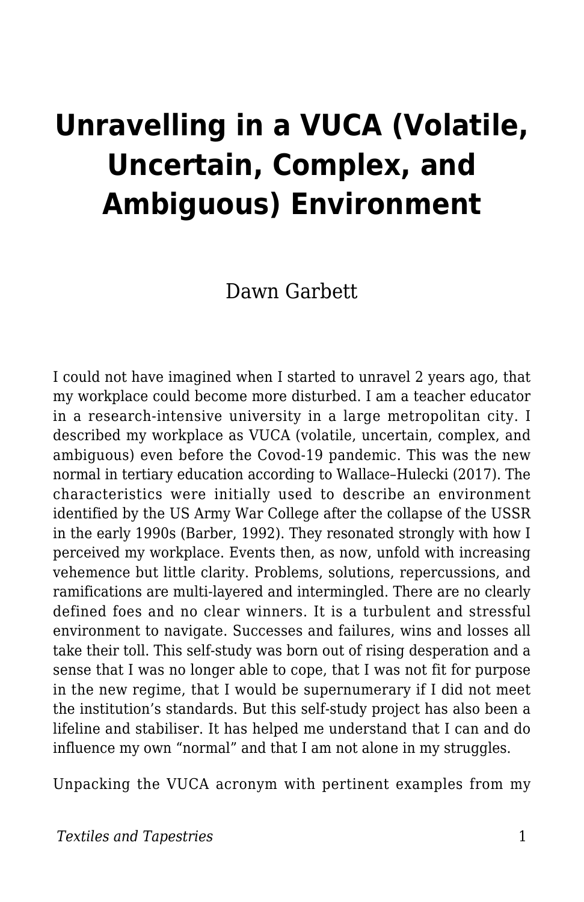# Unravelling in a VUCA (Volatile, Uncertain, Complex, and Ambiguous) Environment

Dawn Garbett

I could not have imagined when I started to unravel 2 years ago, that my workplace could become more disturbed. I am a teacher educator in a research-intensive university in a large metropolitan city. I described my workplace as VUCA (volatile, uncertain, complex, and ambiguous) even before the Covod-19 pandemic. This was the new normal in tertiary education according to Wallace–Hulecki (2017). The characteristics were initially used to describe an environment identified by the US Army War College after the collapse of the USSR in the early 1990s (Barber, 1992). They resonated strongly with how I perceived my workplace. Events then, as now, unfold with increasing vehemence but little clarity. Problems, solutions, repercussions, and ramifications are multi-layered and intermingled. There are no clearly defined foes and no clear winners. It is a turbulent and stressful environment to navigate. Successes and failures, wins and losses all take their toll. This self-study was born out of rising desperation and a sense that I was no longer able to cope, that I was not fit for purpose in the new regime, that I would be supernumerary if I did not meet the institution's standards. But this self-study project has also been a lifeline and stabiliser. It has helped me understand that I can and do influence my own "normal" and that I am not alone in my struggles.

Unpacking the VUCA acronym with pertinent examples from my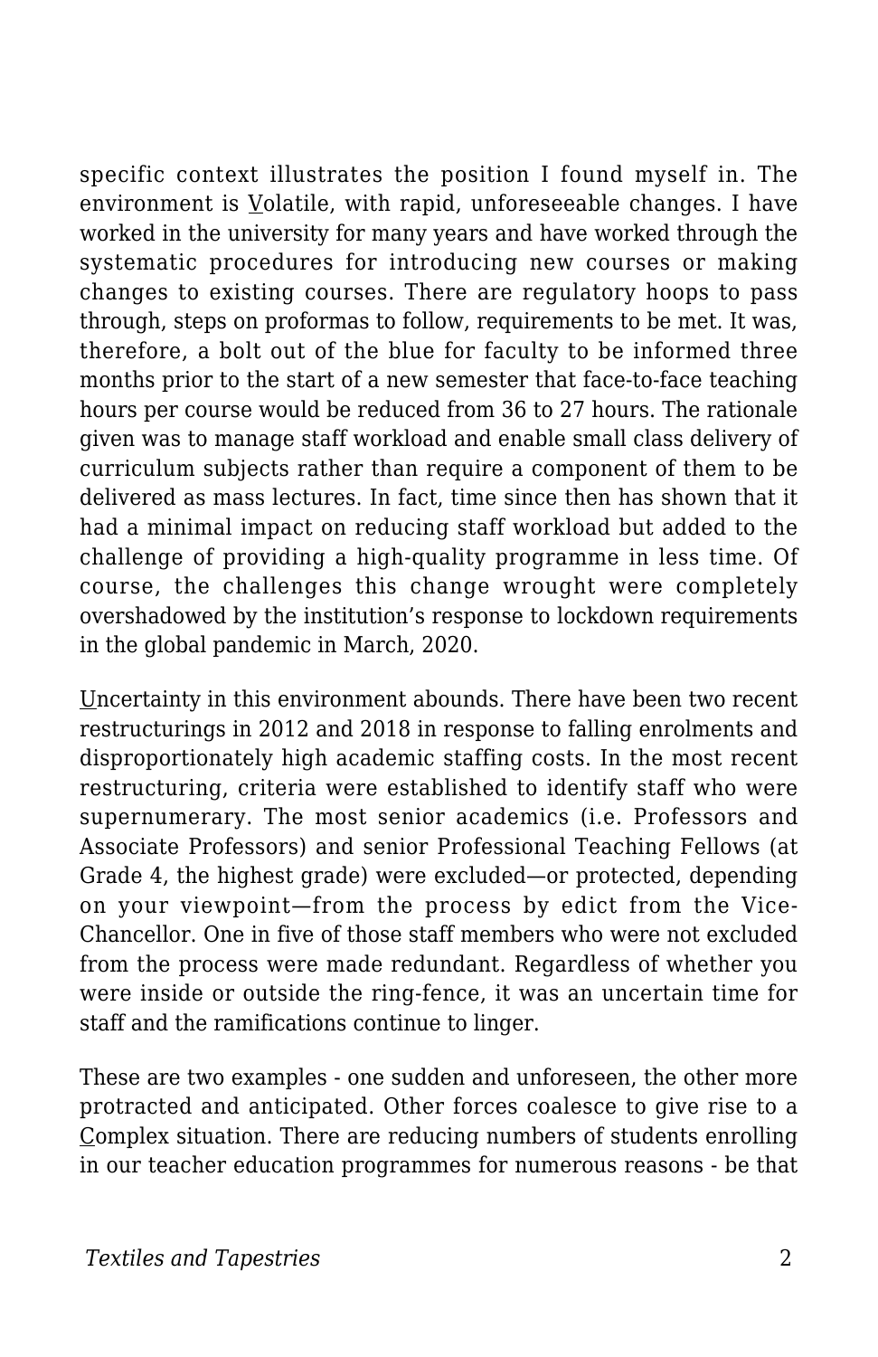specific context illustrates the position I found myself in. The environment is <u>V</u>olatile, with rapid, unforeseeable changes. I have worked in the university for many years and have worked through the systematic procedures for introducing new courses or making changes to existing courses. There are regulatory hoops to pass through, steps on proformas to follow, requirements to be met. It was, therefore, a bolt out of the blue for faculty to be informed three months prior to the start of a new semester that face-to-face teaching hours per course would be reduced from 36 to 27 hours. The rationale given was to manage staff workload and enable small class delivery of curriculum subjects rather than require a component of them to be delivered as mass lectures. In fact, time since then has shown that it had a minimal impact on reducing staff workload but added to the challenge of providing a high-quality programme in less time. Of course, the challenges this change wrought were completely overshadowed by the institution's response to lockdown requirements in the global pandemic in March, 2020.

<u>U</u>ncertainty in this environment abounds. There have been two recent restructurings in 2012 and 2018 in response to falling enrolments and disproportionately high academic staffing costs. In the most recent restructuring, criteria were established to identify staff who were supernumerary. The most senior academics (i.e. Professors and Associate Professors) and senior Professional Teaching Fellows (at Grade 4, the highest grade) were excluded—or protected, depending on your viewpoint—from the process by edict from the Vice-Chancellor. One in five of those staff members who were not excluded from the process were made redundant. Regardless of whether you were inside or outside the ring-fence, it was an uncertain time for staff and the ramifications continue to linger.

These are two examples - one sudden and unforeseen, the other more protracted and anticipated. Other forces coalesce to give rise to a <u>C</u>omplex situation. There are reducing numbers of students enrolling in our teacher education programmes for numerous reasons - be that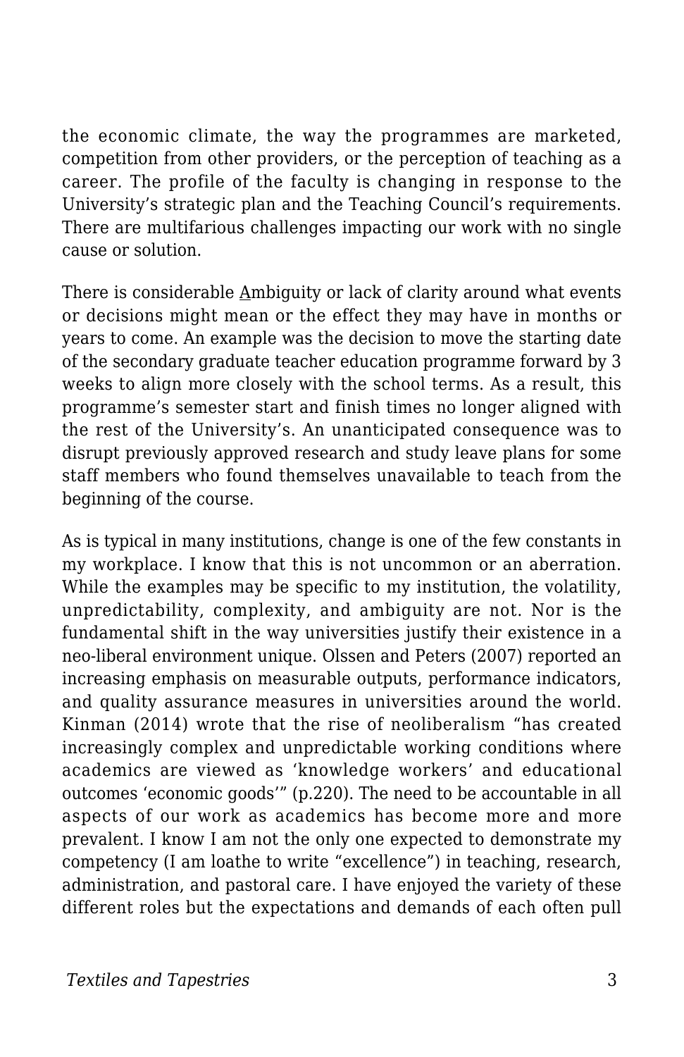the economic climate, the way the programmes are marketed, competition from other providers, or the perception of teaching as a career. The profile of the faculty is changing in response to the University's strategic plan and the Teaching Council's requirements. There are multifarious challenges impacting our work with no single cause or solution.

There is considerable <u>A</u>mbiguity or lack of clarity around what events or decisions might mean or the effect they may have in months or years to come. An example was the decision to move the starting date of the secondary graduate teacher education programme forward by 3 weeks to align more closely with the school terms. As a result, this programme's semester start and finish times no longer aligned with the rest of the University's. An unanticipated consequence was to disrupt previously approved research and study leave plans for some staff members who found themselves unavailable to teach from the beginning of the course.

As is typical in many institutions, change is one of the few constants in my workplace. I know that this is not uncommon or an aberration. While the examples may be specific to my institution, the volatility, unpredictability, complexity, and ambiguity are not. Nor is the fundamental shift in the way universities justify their existence in a neo-liberal environment unique. Olssen and Peters (2007) reported an increasing emphasis on measurable outputs, performance indicators, and quality assurance measures in universities around the world. Kinman (2014) wrote that the rise of neoliberalism "has created increasingly complex and unpredictable working conditions where academics are viewed as 'knowledge workers' and educational outcomes 'economic goods'" (p.220). The need to be accountable in all aspects of our work as academics has become more and more prevalent. I know I am not the only one expected to demonstrate my competency (I am loathe to write "excellence") in teaching, research, administration, and pastoral care. I have enjoyed the variety of these different roles but the expectations and demands of each often pull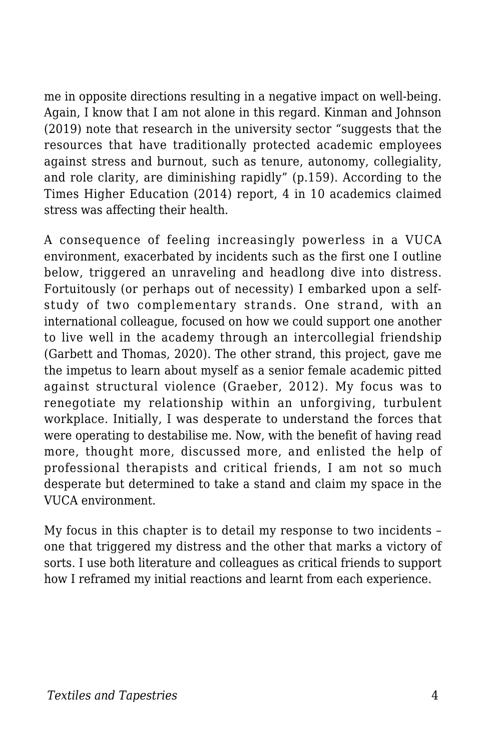me in opposite directions resulting in a negative impact on well-being. Again, I know that I am not alone in this regard. Kinman and Johnson (2019) note that research in the university sector "suggests that the resources that have traditionally protected academic employees against stress and burnout, such as tenure, autonomy, collegiality, and role clarity, are diminishing rapidly" (p.159). According to the Times Higher Education (2014) report, 4 in 10 academics claimed stress was affecting their health.

A consequence of feeling increasingly powerless in a VUCA environment, exacerbated by incidents such as the first one I outline below, triggered an unraveling and headlong dive into distress. Fortuitously (or perhaps out of necessity) I embarked upon a self-study of two complementary strands. One strand, with an international colleague, focused on how we could support one another to live well in the academy through an intercollegial friendship (Garbett and Thomas, 2020). The other strand, this project, gave me the impetus to learn about myself as a senior female academic pitted against structural violence (Graeber, 2012). My focus was to renegotiate my relationship within an unforgiving, turbulent workplace. Initially, I was desperate to understand the forces that were operating to destabilise me. Now, with the benefit of having read more, thought more, discussed more, and enlisted the help of professional therapists and critical friends, I am not so much desperate but determined to take a stand and claim my space in the VUCA environment.

My focus in this chapter is to detail my response to two incidents – one that triggered my distress and the other that marks a victory of sorts. I use both literature and colleagues as critical friends to support how I reframed my initial reactions and learnt from each experience.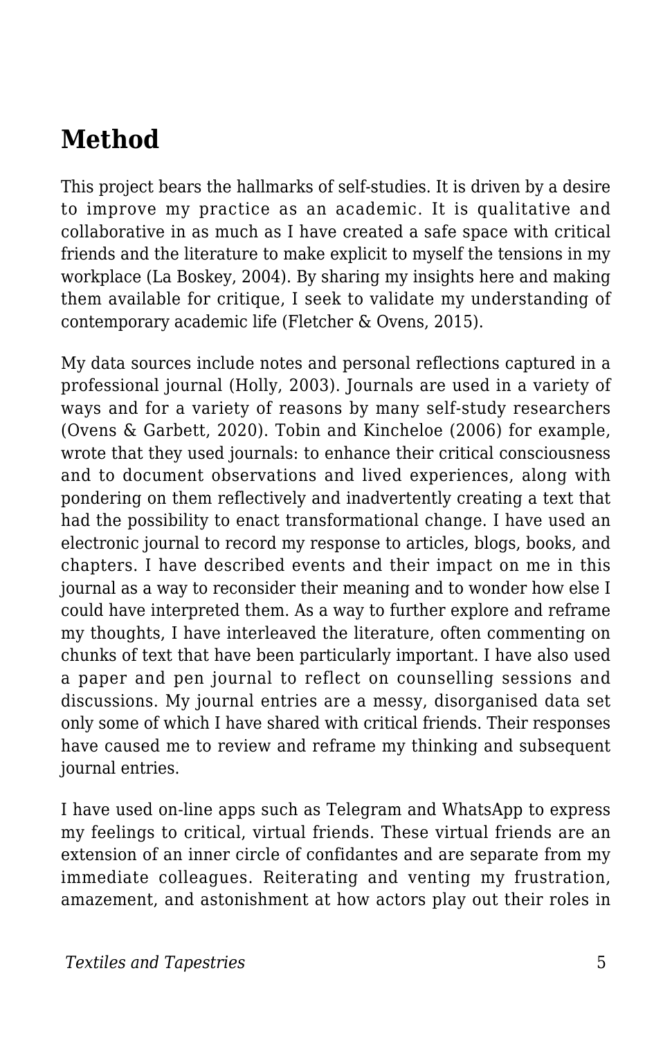## Method

This project bears the hallmarks of self-studies. It is driven by a desire to improve my practice as an academic. It is qualitative and collaborative in as much as I have created a safe space with critical friends and the literature to make explicit to myself the tensions in my workplace (La Boskey, 2004). By sharing my insights here and making them available for critique, I seek to validate my understanding of contemporary academic life (Fletcher & Ovens, 2015).

My data sources include notes and personal reflections captured in a professional journal (Holly, 2003). Journals are used in a variety of ways and for a variety of reasons by many self-study researchers (Ovens & Garbett, 2020). Tobin and Kincheloe (2006) for example, wrote that they used journals: to enhance their critical consciousness and to document observations and lived experiences, along with pondering on them reflectively and inadvertently creating a text that had the possibility to enact transformational change. I have used an electronic journal to record my response to articles, blogs, books, and chapters. I have described events and their impact on me in this journal as a way to reconsider their meaning and to wonder how else I could have interpreted them. As a way to further explore and reframe my thoughts, I have interleaved the literature, often commenting on chunks of text that have been particularly important. I have also used a paper and pen journal to reflect on counselling sessions and discussions. My journal entries are a messy, disorganised data set only some of which I have shared with critical friends. Their responses have caused me to review and reframe my thinking and subsequent journal entries.

I have used on-line apps such as Telegram and WhatsApp to express my feelings to critical, virtual friends. These virtual friends are an extension of an inner circle of confidantes and are separate from my immediate colleagues. Reiterating and venting my frustration, amazement, and astonishment at how actors play out their roles in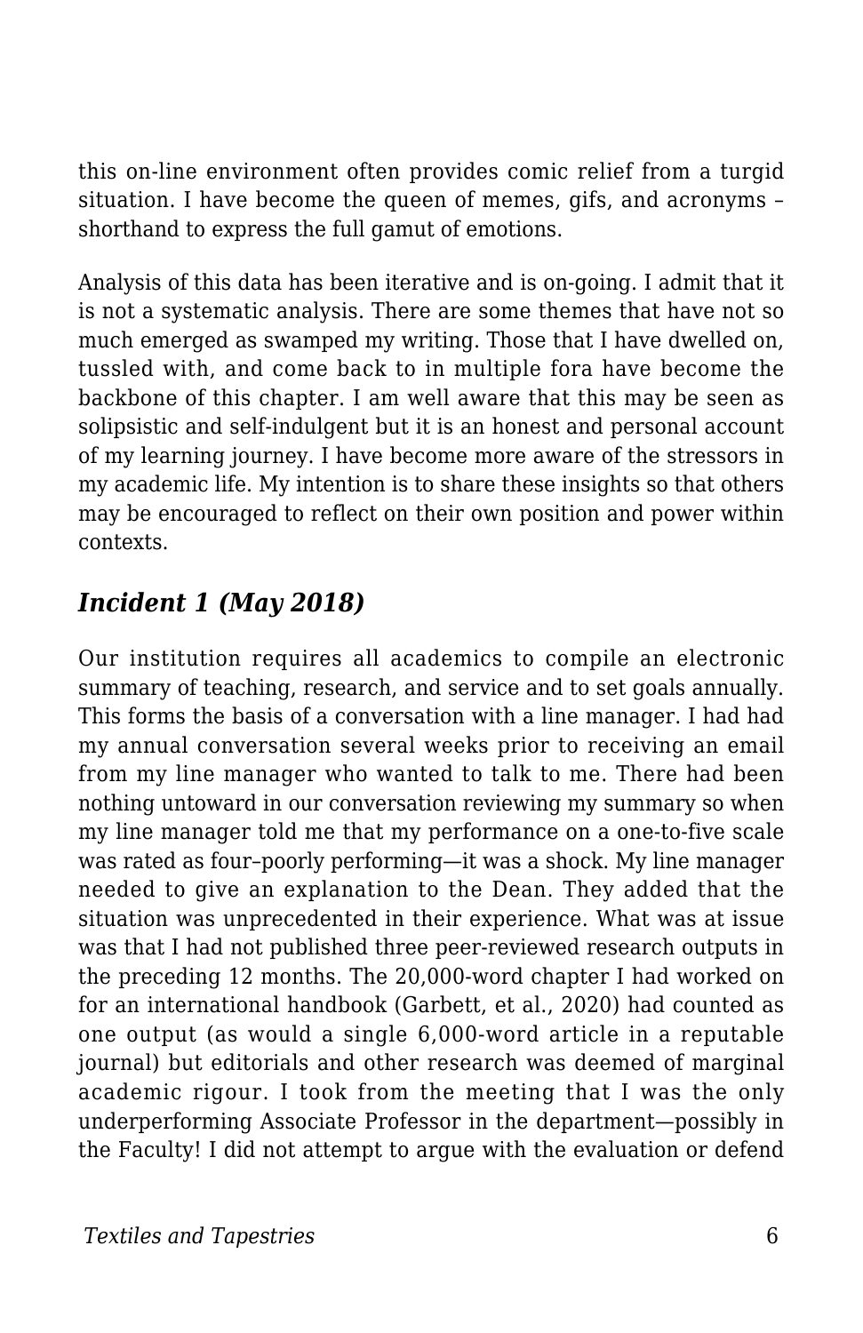this on-line environment often provides comic relief from a turgid situation. I have become the queen of memes, gifs, and acronyms – shorthand to express the full gamut of emotions.

Analysis of this data has been iterative and is on-going. I admit that it is not a systematic analysis. There are some themes that have not so much emerged as swamped my writing. Those that I have dwelled on, tussled with, and come back to in multiple fora have become the backbone of this chapter. I am well aware that this may be seen as solipsistic and self-indulgent but it is an honest and personal account of my learning journey. I have become more aware of the stressors in my academic life. My intention is to share these insights so that others may be encouraged to reflect on their own position and power within contexts.

## *Incident 1 (May 2018)*

Our institution requires all academics to compile an electronic summary of teaching, research, and service and to set goals annually. This forms the basis of a conversation with a line manager. I had had my annual conversation several weeks prior to receiving an email from my line manager who wanted to talk to me. There had been nothing untoward in our conversation reviewing my summary so when my line manager told me that my performance on a one-to-five scale was rated as four–poorly performing—it was a shock. My line manager needed to give an explanation to the Dean. They added that the situation was unprecedented in their experience. What was at issue was that I had not published three peer-reviewed research outputs in the preceding 12 months. The 20,000-word chapter I had worked on for an international handbook (Garbett, et al., 2020) had counted as one output (as would a single 6,000-word article in a reputable journal) but editorials and other research was deemed of marginal academic rigour. I took from the meeting that I was the only underperforming Associate Professor in the department—possibly in the Faculty! I did not attempt to argue with the evaluation or defend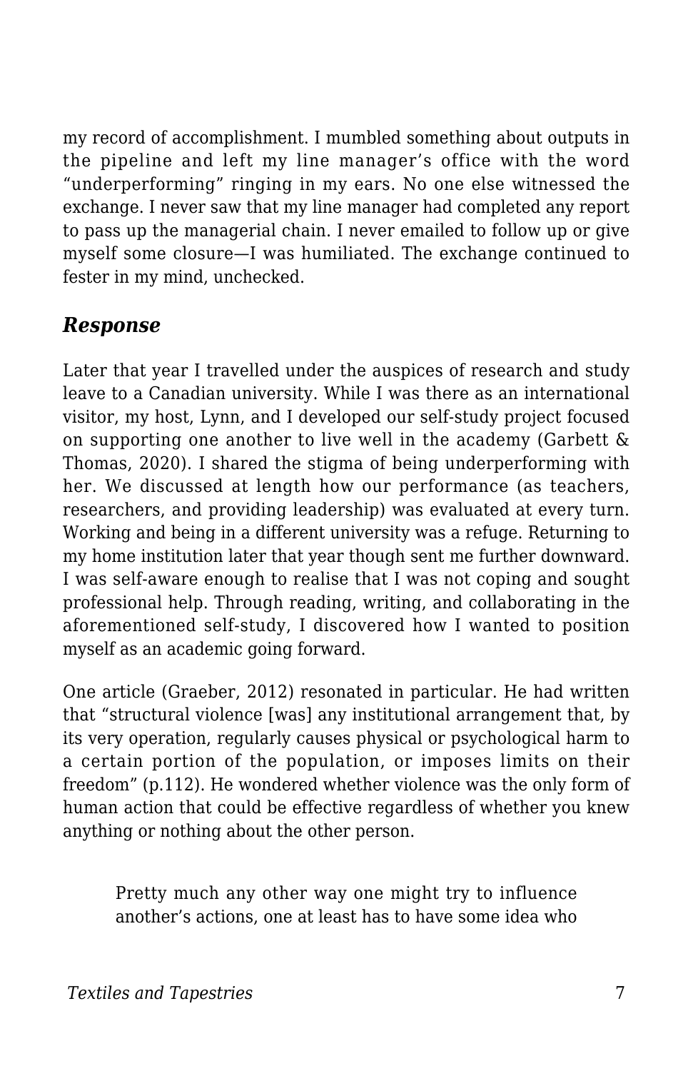my record of accomplishment. I mumbled something about outputs in the pipeline and left my line manager's office with the word "underperforming" ringing in my ears. No one else witnessed the exchange. I never saw that my line manager had completed any report to pass up the managerial chain. I never emailed to follow up or give myself some closure—I was humiliated. The exchange continued to fester in my mind, unchecked.

### *Response*

Later that year I travelled under the auspices of research and study leave to a Canadian university. While I was there as an international visitor, my host, Lynn, and I developed our self-study project focused on supporting one another to live well in the academy (Garbett & Thomas, 2020). I shared the stigma of being underperforming with her. We discussed at length how our performance (as teachers, researchers, and providing leadership) was evaluated at every turn. Working and being in a different university was a refuge. Returning to my home institution later that year though sent me further downward. I was self-aware enough to realise that I was not coping and sought professional help. Through reading, writing, and collaborating in the aforementioned self-study, I discovered how I wanted to position myself as an academic going forward.

One article (Graeber, 2012) resonated in particular. He had written that "structural violence [was] any institutional arrangement that, by its very operation, regularly causes physical or psychological harm to a certain portion of the population, or imposes limits on their freedom" (p.112). He wondered whether violence was the only form of human action that could be effective regardless of whether you knew anything or nothing about the other person.

> Pretty much any other way one might try to influence another's actions, one at least has to have some idea who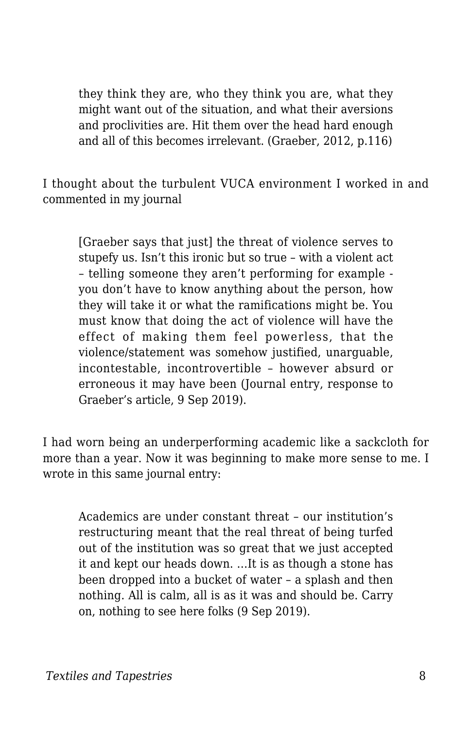> they think they are, who they think you are, what they might want out of the situation, and what their aversions and proclivities are. Hit them over the head hard enough and all of this becomes irrelevant. (Graeber, 2012, p.116)

I thought about the turbulent VUCA environment I worked in and commented in my journal

> [Graeber says that just] the threat of violence serves to stupefy us. Isn't this ironic but so true – with a violent act – telling someone they aren't performing for example - you don't have to know anything about the person, how they will take it or what the ramifications might be. You must know that doing the act of violence will have the effect of making them feel powerless, that the violence/statement was somehow justified, unarguable, incontestable, incontrovertible – however absurd or erroneous it may have been (Journal entry, response to Graeber's article, 9 Sep 2019).

I had worn being an underperforming academic like a sackcloth for more than a year. Now it was beginning to make more sense to me. I wrote in this same journal entry:

> Academics are under constant threat – our institution's restructuring meant that the real threat of being turfed out of the institution was so great that we just accepted it and kept our heads down. ...It is as though a stone has been dropped into a bucket of water – a splash and then nothing. All is calm, all is as it was and should be. Carry on, nothing to see here folks (9 Sep 2019).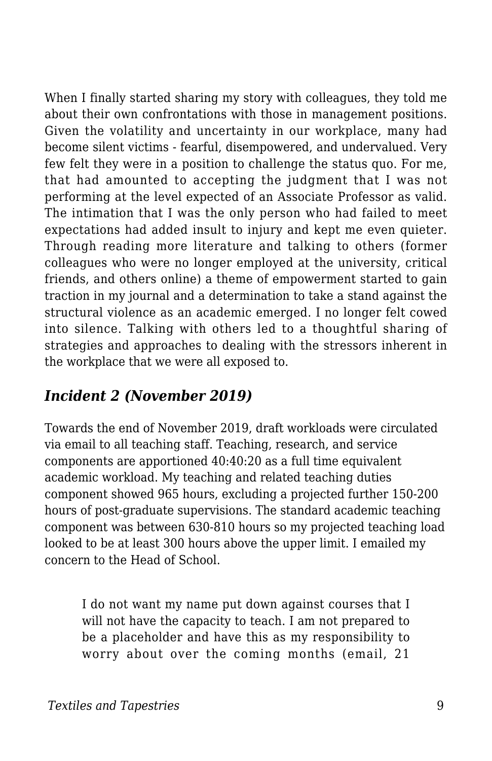When I finally started sharing my story with colleagues, they told me about their own confrontations with those in management positions. Given the volatility and uncertainty in our workplace, many had become silent victims - fearful, disempowered, and undervalued. Very few felt they were in a position to challenge the status quo. For me, that had amounted to accepting the judgment that I was not performing at the level expected of an Associate Professor as valid. The intimation that I was the only person who had failed to meet expectations had added insult to injury and kept me even quieter. Through reading more literature and talking to others (former colleagues who were no longer employed at the university, critical friends, and others online) a theme of empowerment started to gain traction in my journal and a determination to take a stand against the structural violence as an academic emerged. I no longer felt cowed into silence. Talking with others led to a thoughtful sharing of strategies and approaches to dealing with the stressors inherent in the workplace that we were all exposed to.

### *Incident 2 (November 2019)*

Towards the end of November 2019, draft workloads were circulated via email to all teaching staff. Teaching, research, and service components are apportioned 40:40:20 as a full time equivalent academic workload. My teaching and related teaching duties component showed 965 hours, excluding a projected further 150-200 hours of post-graduate supervisions. The standard academic teaching component was between 630-810 hours so my projected teaching load looked to be at least 300 hours above the upper limit. I emailed my concern to the Head of School.

> I do not want my name put down against courses that I will not have the capacity to teach. I am not prepared to be a placeholder and have this as my responsibility to worry about over the coming months (email, 21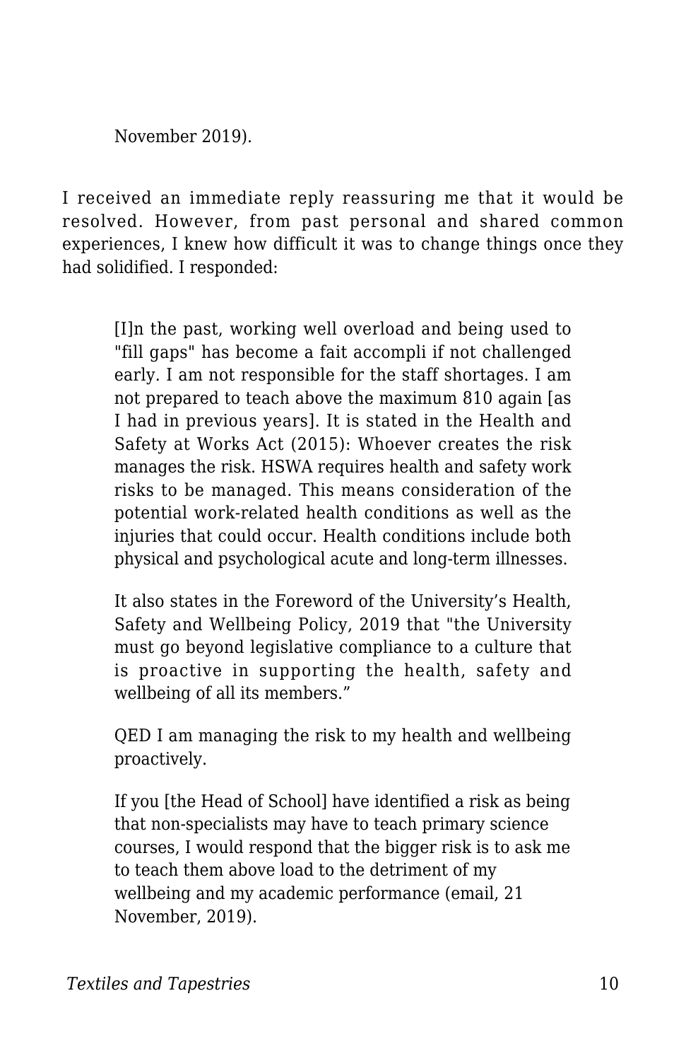> November 2019).

I received an immediate reply reassuring me that it would be resolved. However, from past personal and shared common experiences, I knew how difficult it was to change things once they had solidified. I responded:

> [I]n the past, working well overload and being used to "fill gaps" has become a fait accompli if not challenged early. I am not responsible for the staff shortages. I am not prepared to teach above the maximum 810 again [as I had in previous years]. It is stated in the Health and Safety at Works Act (2015): Whoever creates the risk manages the risk. HSWA requires health and safety work risks to be managed. This means consideration of the potential work-related health conditions as well as the injuries that could occur. Health conditions include both physical and psychological acute and long-term illnesses.
>
> It also states in the Foreword of the University's Health, Safety and Wellbeing Policy, 2019 that "the University must go beyond legislative compliance to a culture that is proactive in supporting the health, safety and wellbeing of all its members."
>
> QED I am managing the risk to my health and wellbeing proactively.
>
> If you [the Head of School] have identified a risk as being that non-specialists may have to teach primary science courses, I would respond that the bigger risk is to ask me to teach them above load to the detriment of my wellbeing and my academic performance (email, 21 November, 2019).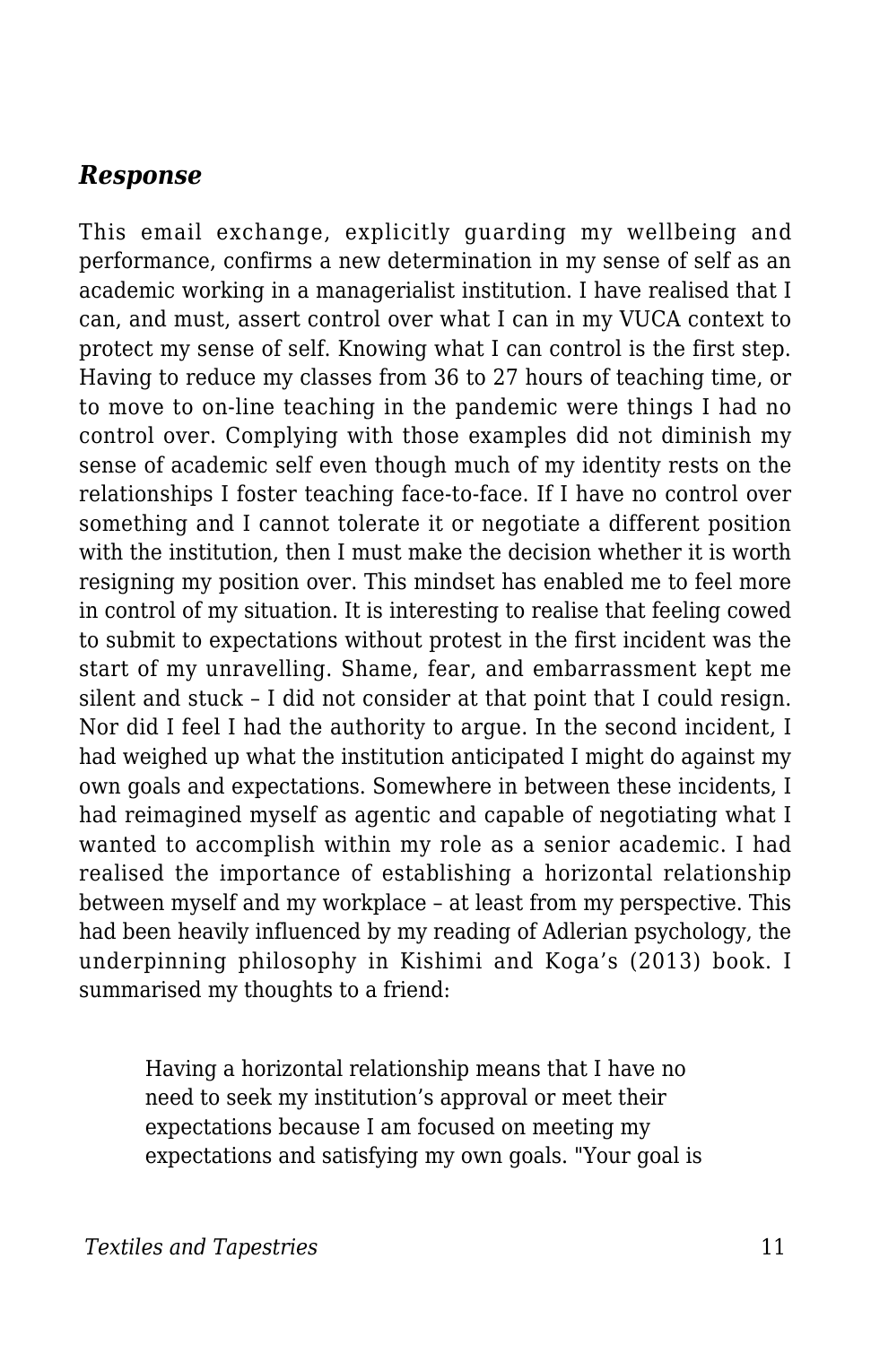### *Response*

This email exchange, explicitly guarding my wellbeing and performance, confirms a new determination in my sense of self as an academic working in a managerialist institution. I have realised that I can, and must, assert control over what I can in my VUCA context to protect my sense of self. Knowing what I can control is the first step. Having to reduce my classes from 36 to 27 hours of teaching time, or to move to on-line teaching in the pandemic were things I had no control over. Complying with those examples did not diminish my sense of academic self even though much of my identity rests on the relationships I foster teaching face-to-face. If I have no control over something and I cannot tolerate it or negotiate a different position with the institution, then I must make the decision whether it is worth resigning my position over. This mindset has enabled me to feel more in control of my situation. It is interesting to realise that feeling cowed to submit to expectations without protest in the first incident was the start of my unravelling. Shame, fear, and embarrassment kept me silent and stuck – I did not consider at that point that I could resign. Nor did I feel I had the authority to argue. In the second incident, I had weighed up what the institution anticipated I might do against my own goals and expectations. Somewhere in between these incidents, I had reimagined myself as agentic and capable of negotiating what I wanted to accomplish within my role as a senior academic. I had realised the importance of establishing a horizontal relationship between myself and my workplace – at least from my perspective. This had been heavily influenced by my reading of Adlerian psychology, the underpinning philosophy in Kishimi and Koga's (2013) book. I summarised my thoughts to a friend:

> Having a horizontal relationship means that I have no need to seek my institution's approval or meet their expectations because I am focused on meeting my expectations and satisfying my own goals. "Your goal is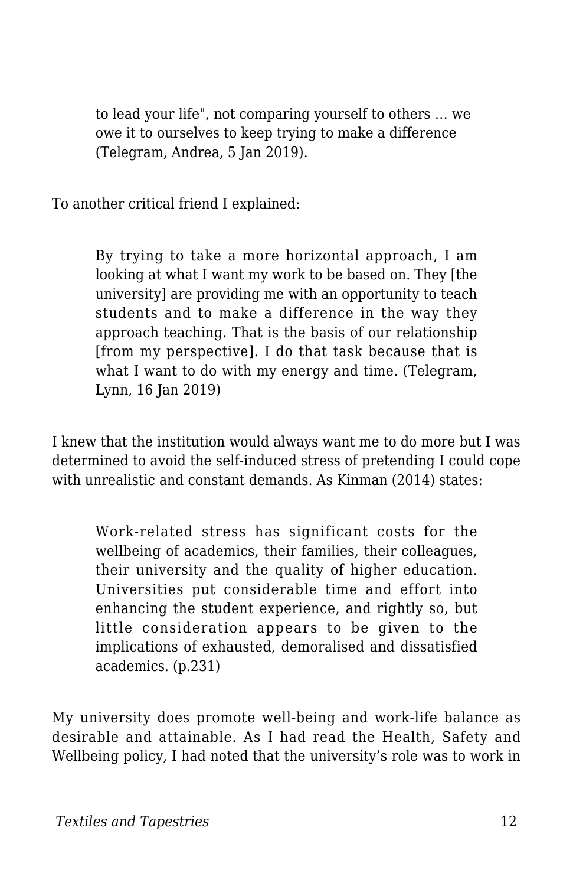> to lead your life", not comparing yourself to others … we owe it to ourselves to keep trying to make a difference (Telegram, Andrea, 5 Jan 2019).

To another critical friend I explained:

> By trying to take a more horizontal approach, I am looking at what I want my work to be based on. They [the university] are providing me with an opportunity to teach students and to make a difference in the way they approach teaching. That is the basis of our relationship [from my perspective]. I do that task because that is what I want to do with my energy and time. (Telegram, Lynn, 16 Jan 2019)

I knew that the institution would always want me to do more but I was determined to avoid the self-induced stress of pretending I could cope with unrealistic and constant demands. As Kinman (2014) states:

> Work-related stress has significant costs for the wellbeing of academics, their families, their colleagues, their university and the quality of higher education. Universities put considerable time and effort into enhancing the student experience, and rightly so, but little consideration appears to be given to the implications of exhausted, demoralised and dissatisfied academics. (p.231)

My university does promote well-being and work-life balance as desirable and attainable. As I had read the Health, Safety and Wellbeing policy, I had noted that the university's role was to work in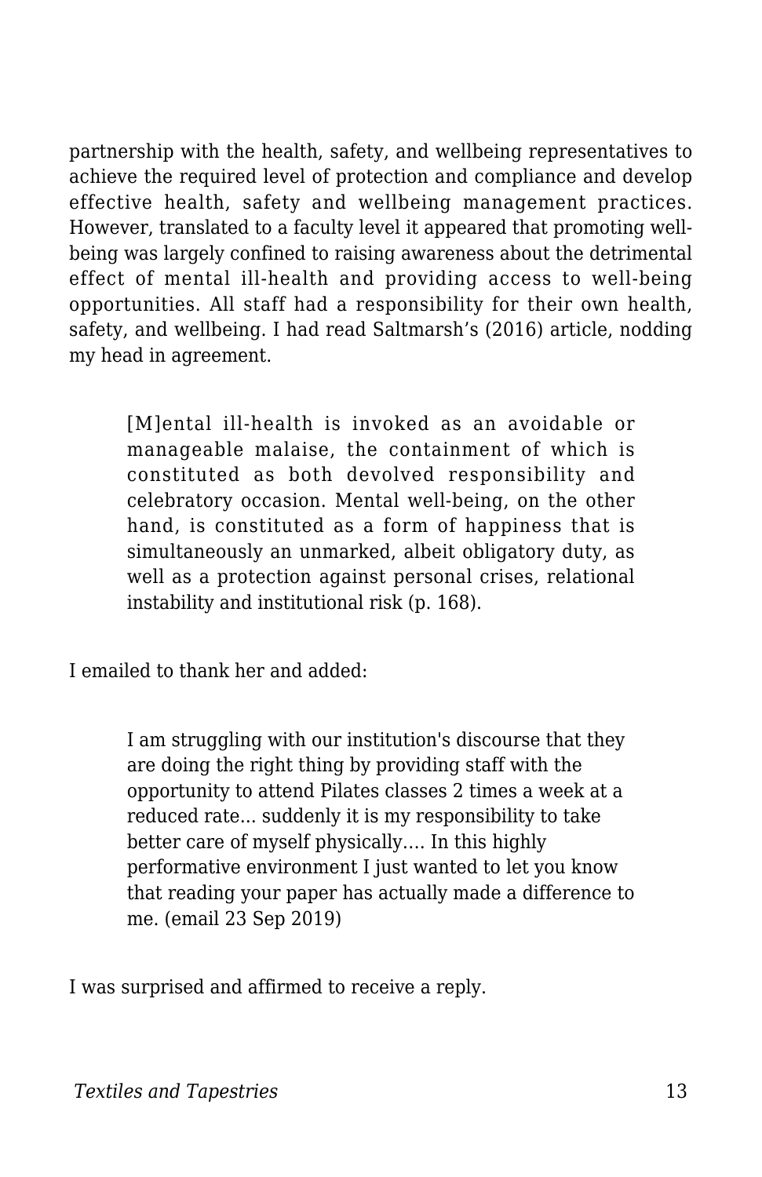partnership with the health, safety, and wellbeing representatives to achieve the required level of protection and compliance and develop effective health, safety and wellbeing management practices. However, translated to a faculty level it appeared that promoting well-being was largely confined to raising awareness about the detrimental effect of mental ill-health and providing access to well-being opportunities. All staff had a responsibility for their own health, safety, and wellbeing. I had read Saltmarsh's (2016) article, nodding my head in agreement.

> [M]ental ill-health is invoked as an avoidable or manageable malaise, the containment of which is constituted as both devolved responsibility and celebratory occasion. Mental well-being, on the other hand, is constituted as a form of happiness that is simultaneously an unmarked, albeit obligatory duty, as well as a protection against personal crises, relational instability and institutional risk (p. 168).

I emailed to thank her and added:

> I am struggling with our institution's discourse that they are doing the right thing by providing staff with the opportunity to attend Pilates classes 2 times a week at a reduced rate... suddenly it is my responsibility to take better care of myself physically…. In this highly performative environment I just wanted to let you know that reading your paper has actually made a difference to me. (email 23 Sep 2019)

I was surprised and affirmed to receive a reply.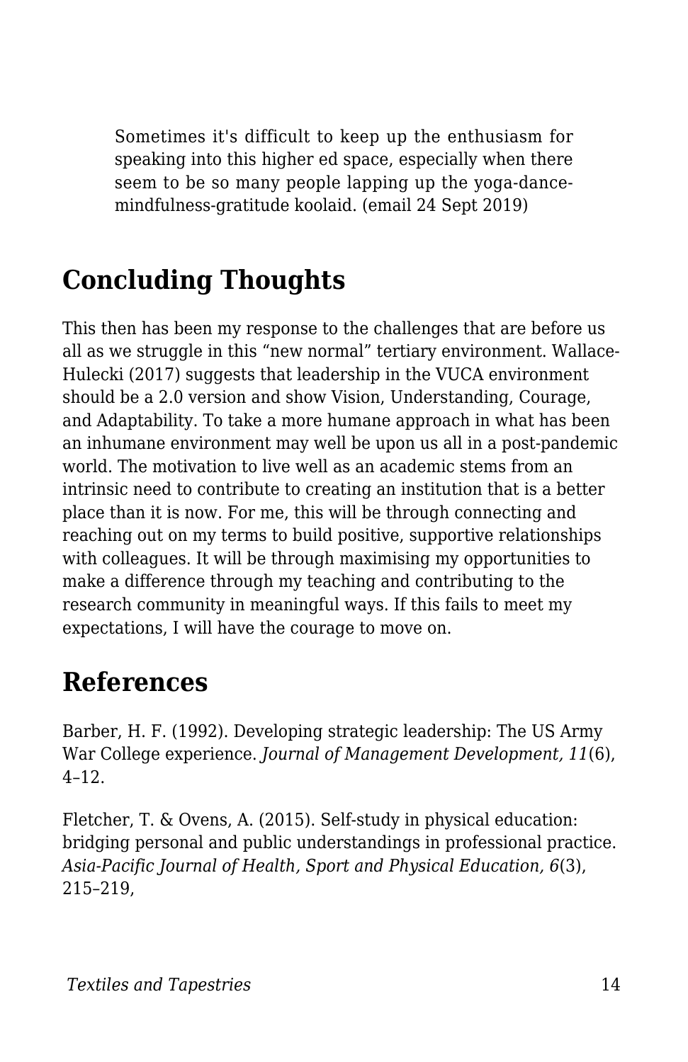> Sometimes it's difficult to keep up the enthusiasm for speaking into this higher ed space, especially when there seem to be so many people lapping up the yoga-dance-mindfulness-gratitude koolaid. (email 24 Sept 2019)

## Concluding Thoughts

This then has been my response to the challenges that are before us all as we struggle in this "new normal" tertiary environment. Wallace-Hulecki (2017) suggests that leadership in the VUCA environment should be a 2.0 version and show Vision, Understanding, Courage, and Adaptability. To take a more humane approach in what has been an inhumane environment may well be upon us all in a post-pandemic world. The motivation to live well as an academic stems from an intrinsic need to contribute to creating an institution that is a better place than it is now. For me, this will be through connecting and reaching out on my terms to build positive, supportive relationships with colleagues. It will be through maximising my opportunities to make a difference through my teaching and contributing to the research community in meaningful ways. If this fails to meet my expectations, I will have the courage to move on.

## References

Barber, H. F. (1992). Developing strategic leadership: The US Army War College experience. *Journal of Management Development, 11*(6), 4–12.

Fletcher, T. & Ovens, A. (2015). Self-study in physical education: bridging personal and public understandings in professional practice. *Asia-Pacific Journal of Health, Sport and Physical Education, 6*(3), 215–219,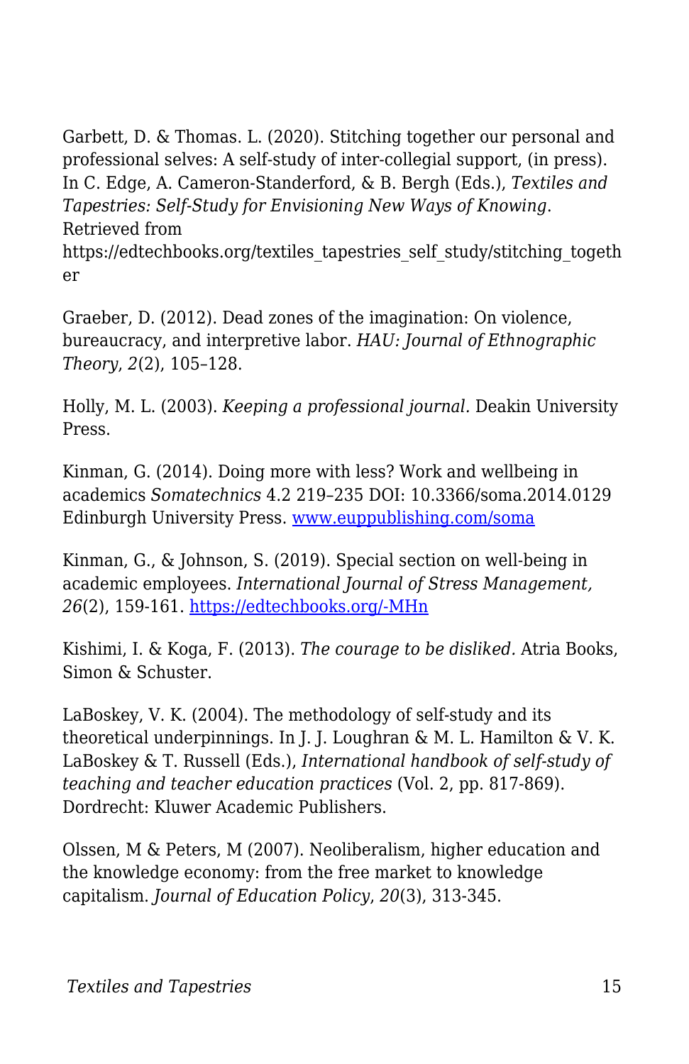Garbett, D. & Thomas. L. (2020). Stitching together our personal and professional selves: A self-study of inter-collegial support, (in press). In C. Edge, A. Cameron-Standerford, & B. Bergh (Eds.), *Textiles and Tapestries: Self-Study for Envisioning New Ways of Knowing*. Retrieved from https://edtechbooks.org/textiles_tapestries_self_study/stitching_together

Graeber, D. (2012). Dead zones of the imagination: On violence, bureaucracy, and interpretive labor. *HAU: Journal of Ethnographic Theory*, *2*(2), 105–128.

Holly, M. L. (2003). *Keeping a professional journal.* Deakin University Press.

Kinman, G. (2014). Doing more with less? Work and wellbeing in academics *Somatechnics* 4.2 219–235 DOI: 10.3366/soma.2014.0129 Edinburgh University Press. [www.euppublishing.com/soma](www.euppublishing.com/soma)

Kinman, G., & Johnson, S. (2019). Special section on well-being in academic employees. *International Journal of Stress Management, 26*(2), 159-161. [https://edtechbooks.org/-MHn](https://edtechbooks.org/-MHn)

Kishimi, I. & Koga, F. (2013). *The courage to be disliked.* Atria Books, Simon & Schuster.

LaBoskey, V. K. (2004). The methodology of self-study and its theoretical underpinnings. In J. J. Loughran & M. L. Hamilton & V. K. LaBoskey & T. Russell (Eds.), *International handbook of self-study of teaching and teacher education practices* (Vol. 2, pp. 817-869). Dordrecht: Kluwer Academic Publishers.

Olssen, M & Peters, M (2007). Neoliberalism, higher education and the knowledge economy: from the free market to knowledge capitalism. *Journal of Education Policy*, *20*(3), 313-345.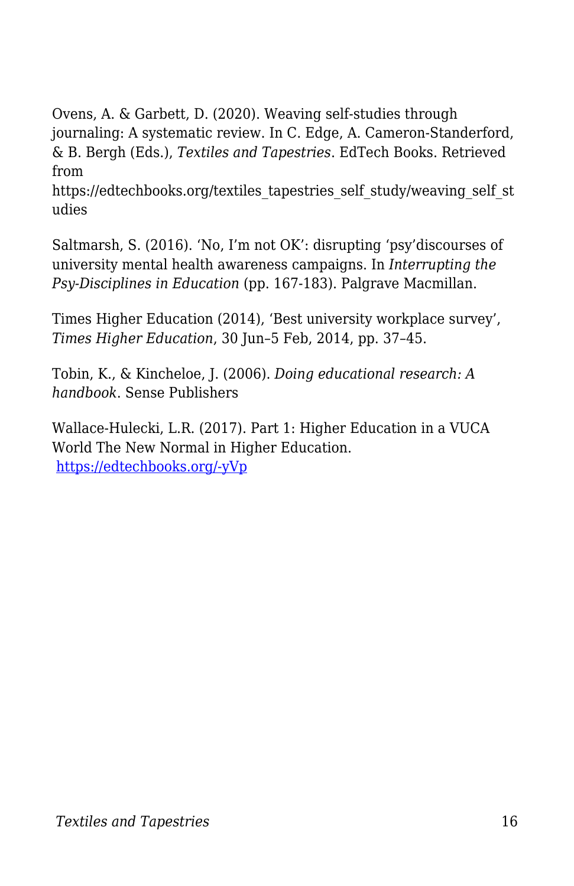Ovens, A. & Garbett, D. (2020). Weaving self-studies through journaling: A systematic review. In C. Edge, A. Cameron-Standerford, & B. Bergh (Eds.), *Textiles and Tapestries*. EdTech Books. Retrieved from https://edtechbooks.org/textiles_tapestries_self_study/weaving_self_studies

Saltmarsh, S. (2016). 'No, I'm not OK': disrupting 'psy'discourses of university mental health awareness campaigns. In *Interrupting the Psy-Disciplines in Education* (pp. 167-183). Palgrave Macmillan.

Times Higher Education (2014), 'Best university workplace survey', *Times Higher Education*, 30 Jun–5 Feb, 2014, pp. 37–45.

Tobin, K., & Kincheloe, J. (2006). *Doing educational research: A handbook*. Sense Publishers

Wallace-Hulecki, L.R. (2017). Part 1: Higher Education in a VUCA World The New Normal in Higher Education. [https://edtechbooks.org/-yVp](https://edtechbooks.org/-yVp)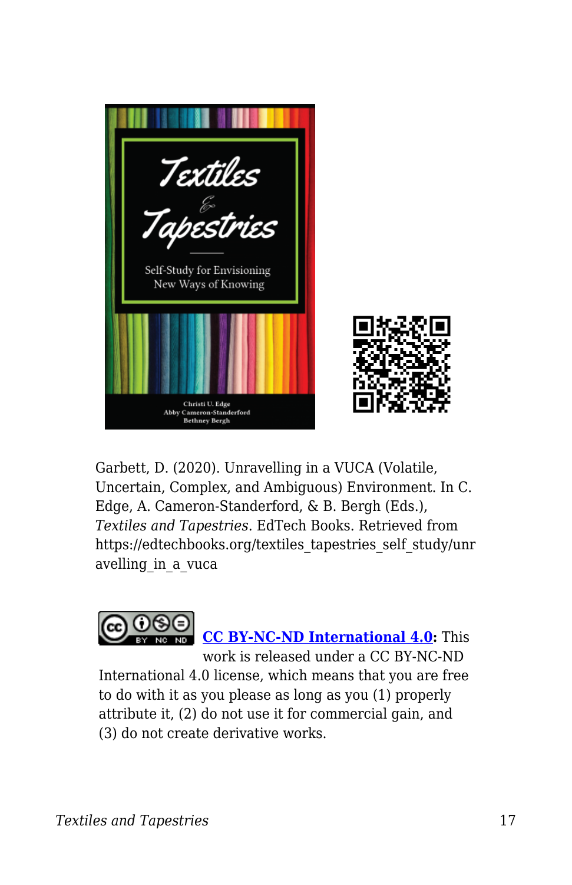Garbett, D. (2020). Unravelling in a VUCA (Volatile, Uncertain, Complex, and Ambiguous) Environment. In C. Edge, A. Cameron-Standerford, & B. Bergh (Eds.), *Textiles and Tapestries*. EdTech Books. Retrieved from https://edtechbooks.org/textiles_tapestries_self_study/unravelling_in_a_vuca

**[CC BY-NC-ND International 4.0](https://creativecommons.org/licenses/by-nc-nd/4.0/):** This work is released under a CC BY-NC-ND International 4.0 license, which means that you are free to do with it as you please as long as you (1) properly attribute it, (2) do not use it for commercial gain, and (3) do not create derivative works.